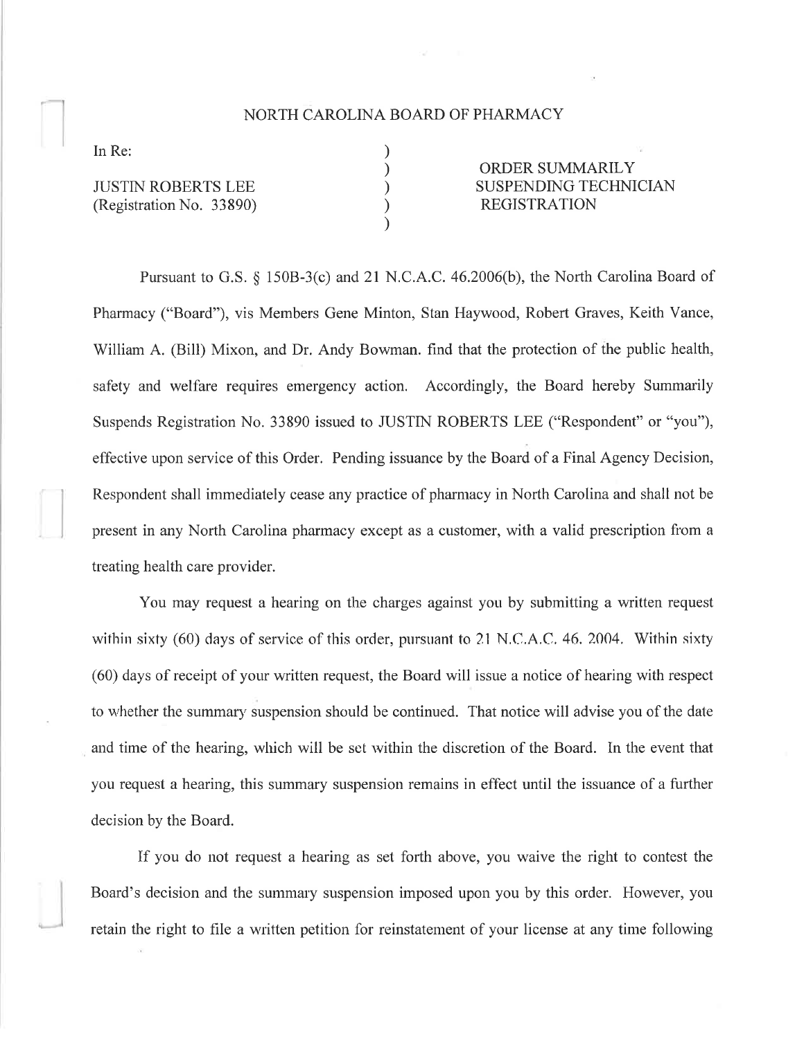# NORTH CAROLINA BOARD OF PHARMACY

| | | |
|---|---|---|
| In Re: | ) | |
| | ) | ORDER SUMMARILY |
| JUSTIN ROBERTS LEE | ) | SUSPENDING TECHNICIAN |
| (Registration No. 33890) | ) | REGISTRATION |
| | ) | |

Pursuant to G.S. § 150B-3(c) and 21 N.C.A.C. 46.2006(b), the North Carolina Board of Pharmacy ("Board"), vis Members Gene Minton, Stan Haywood, Robert Graves, Keith Vance, William A. (Bill) Mixon, and Dr. Andy Bowman. find that the protection of the public health, safety and welfare requires emergency action. Accordingly, the Board hereby Summarily Suspends Registration No. 33890 issued to JUSTIN ROBERTS LEE ("Respondent" or "you"), effective upon service of this Order. Pending issuance by the Board of a Final Agency Decision, Respondent shall immediately cease any practice of pharmacy in North Carolina and shall not be present in any North Carolina pharmacy except as a customer, with a valid prescription from a treating health care provider.

You may request a hearing on the charges against you by submitting a written request within sixty (60) days of service of this order, pursuant to 21 N.C.A.C. 46. 2004. Within sixty (60) days of receipt of your written request, the Board will issue a notice of hearing with respect to whether the summary suspension should be continued. That notice will advise you of the date and time of the hearing, which will be set within the discretion of the Board. In the event that you request a hearing, this summary suspension remains in effect until the issuance of a further decision by the Board.

If you do not request a hearing as set forth above, you waive the right to contest the Board's decision and the summary suspension imposed upon you by this order. However, you retain the right to file a written petition for reinstatement of your license at any time following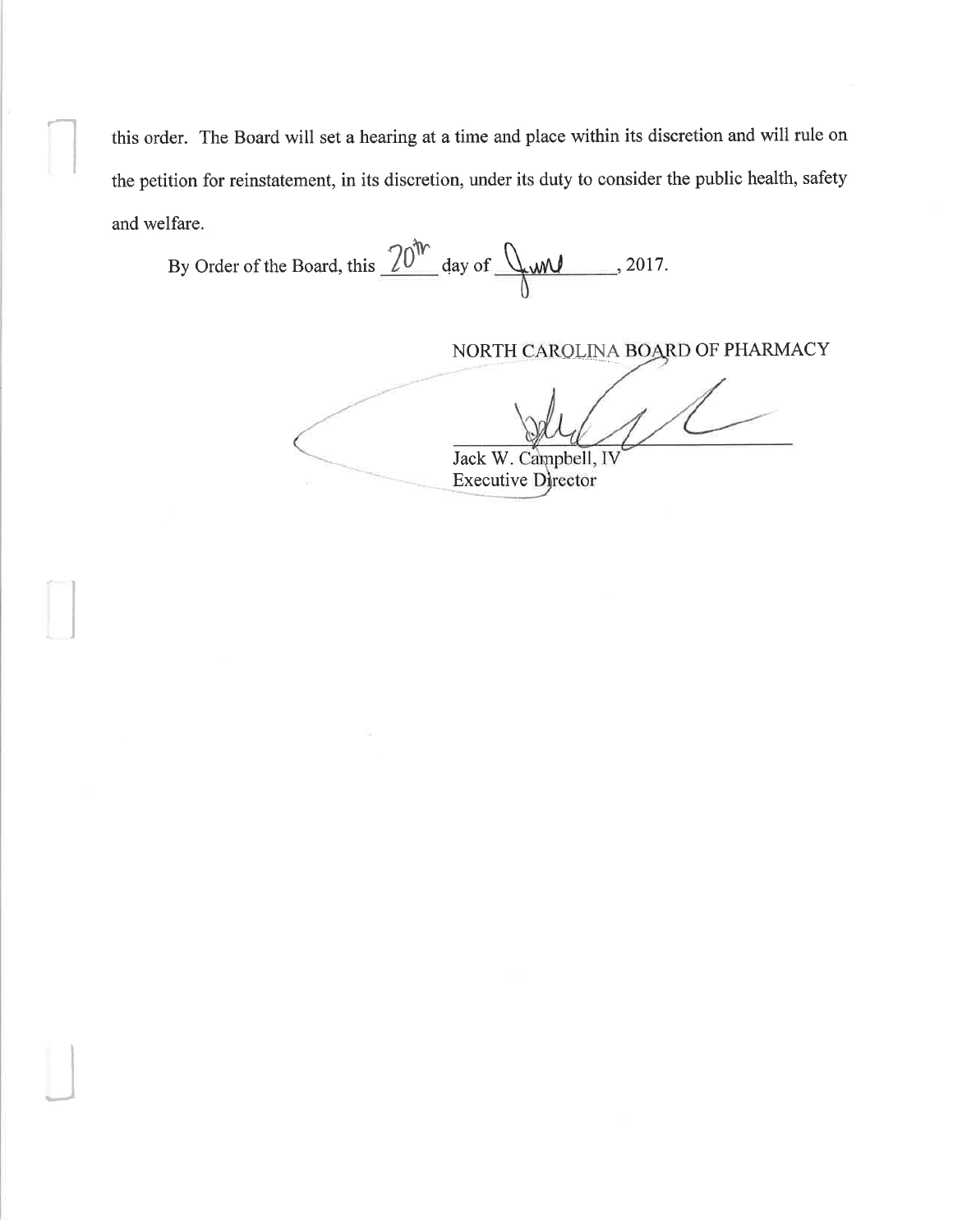this order. The Board will set a hearing at a time and place within its discretion and will rule on the petition for reinstatement, in its discretion, under its duty to consider the public health, safety and welfare.

By Order of the Board, this 20th day of June, 2017.

NORTH CAROLINA BOARD OF PHARMACY

Jack W. Campbell, IV
Executive Director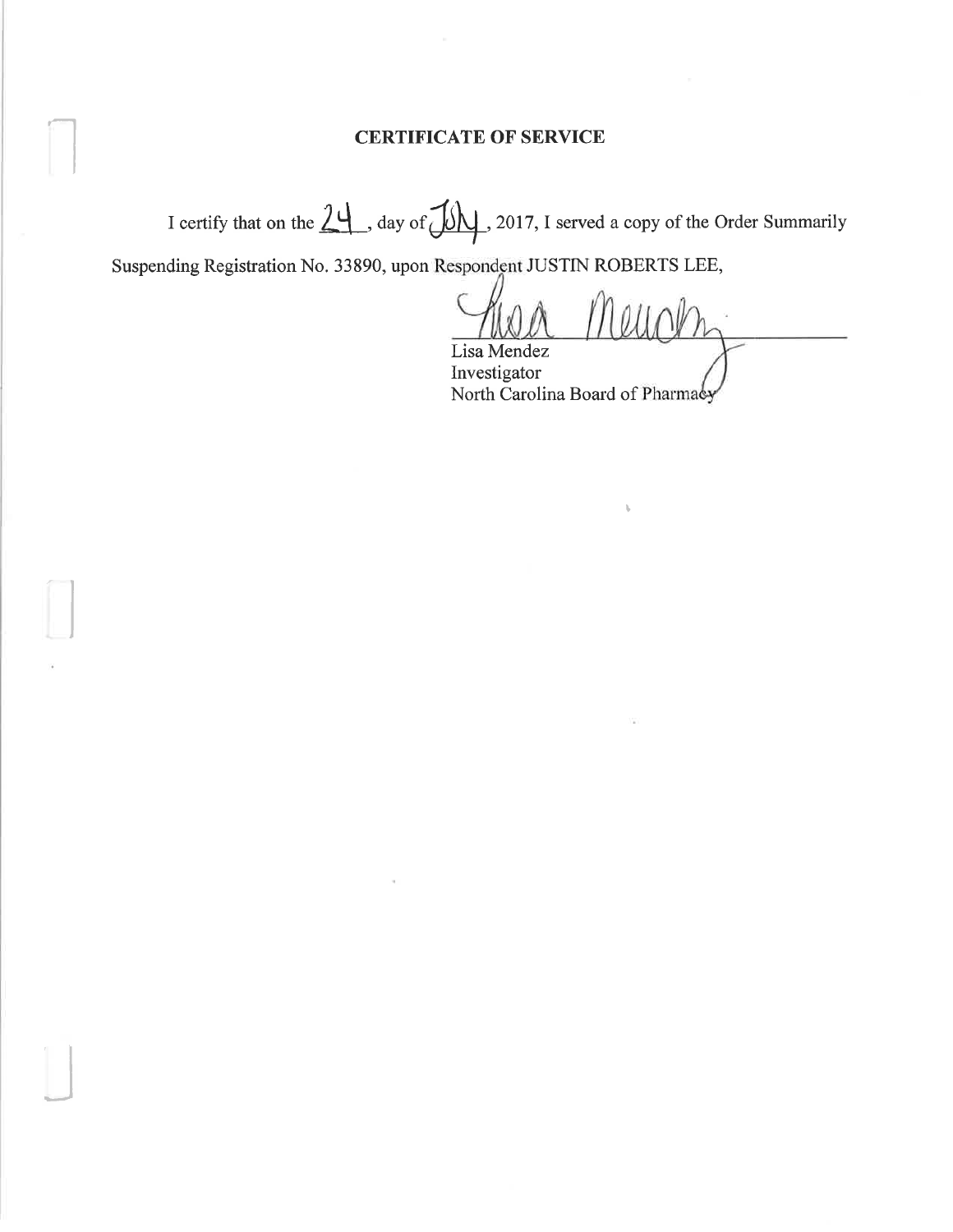## CERTIFICATE OF SERVICE

I certify that on the 24, day of July, 2017, I served a copy of the Order Summarily Suspending Registration No. 33890, upon Respondent JUSTIN ROBERTS LEE,

Lisa Mendez
Investigator
North Carolina Board of Pharmacy